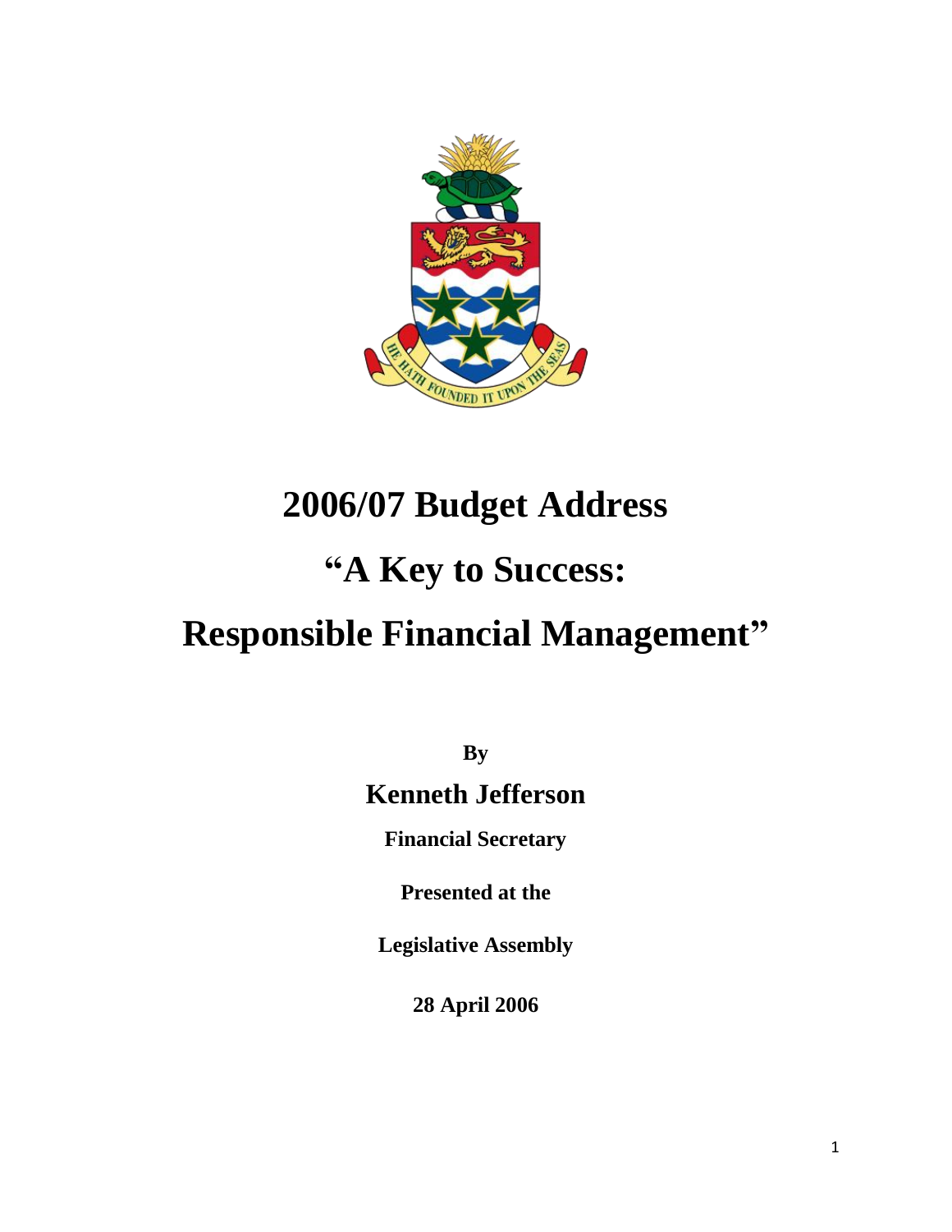# 2006/07 Budget Address

# "A Key to Success:

# Responsible Financial Management"

**By**

**Kenneth Jefferson**

**Financial Secretary**

**Presented at the**

**Legislative Assembly**

**28 April 2006**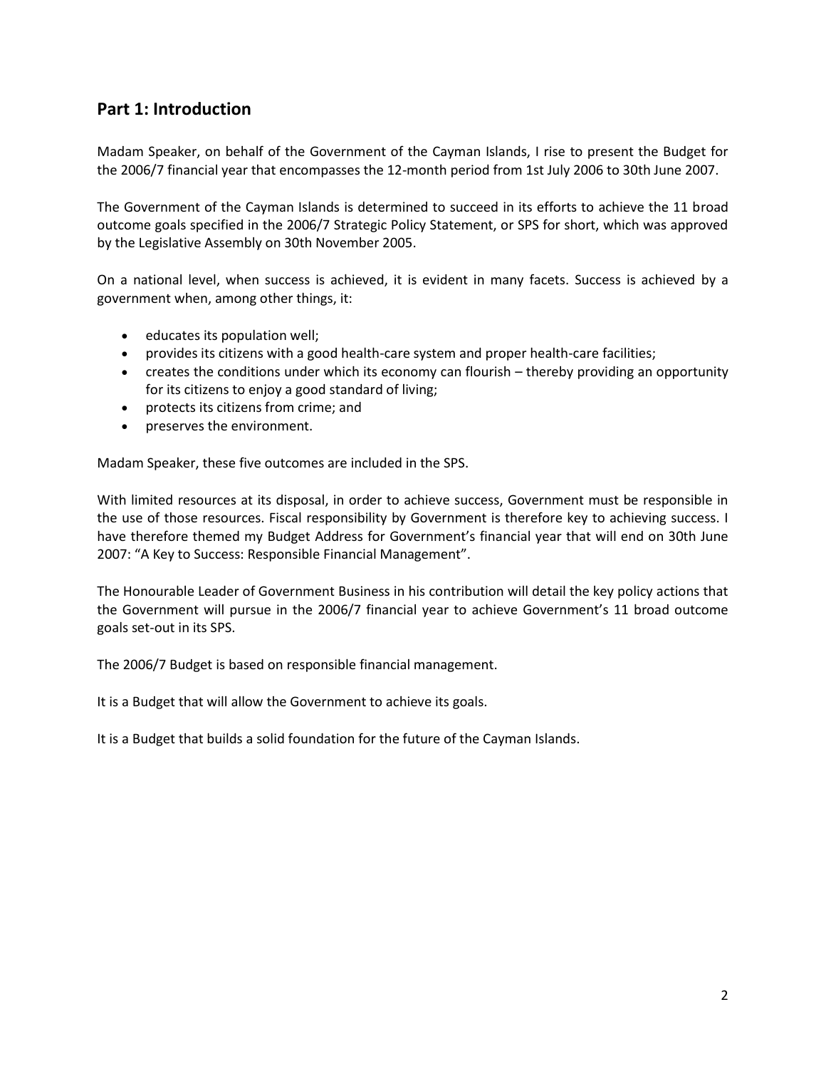## Part 1: Introduction

Madam Speaker, on behalf of the Government of the Cayman Islands, I rise to present the Budget for the 2006/7 financial year that encompasses the 12-month period from 1st July 2006 to 30th June 2007.

The Government of the Cayman Islands is determined to succeed in its efforts to achieve the 11 broad outcome goals specified in the 2006/7 Strategic Policy Statement, or SPS for short, which was approved by the Legislative Assembly on 30th November 2005.

On a national level, when success is achieved, it is evident in many facets. Success is achieved by a government when, among other things, it:

- educates its population well;
- provides its citizens with a good health-care system and proper health-care facilities;
- creates the conditions under which its economy can flourish – thereby providing an opportunity for its citizens to enjoy a good standard of living;
- protects its citizens from crime; and
- preserves the environment.

Madam Speaker, these five outcomes are included in the SPS.

With limited resources at its disposal, in order to achieve success, Government must be responsible in the use of those resources. Fiscal responsibility by Government is therefore key to achieving success. I have therefore themed my Budget Address for Government's financial year that will end on 30th June 2007: "A Key to Success: Responsible Financial Management".

The Honourable Leader of Government Business in his contribution will detail the key policy actions that the Government will pursue in the 2006/7 financial year to achieve Government's 11 broad outcome goals set-out in its SPS.

The 2006/7 Budget is based on responsible financial management.

It is a Budget that will allow the Government to achieve its goals.

It is a Budget that builds a solid foundation for the future of the Cayman Islands.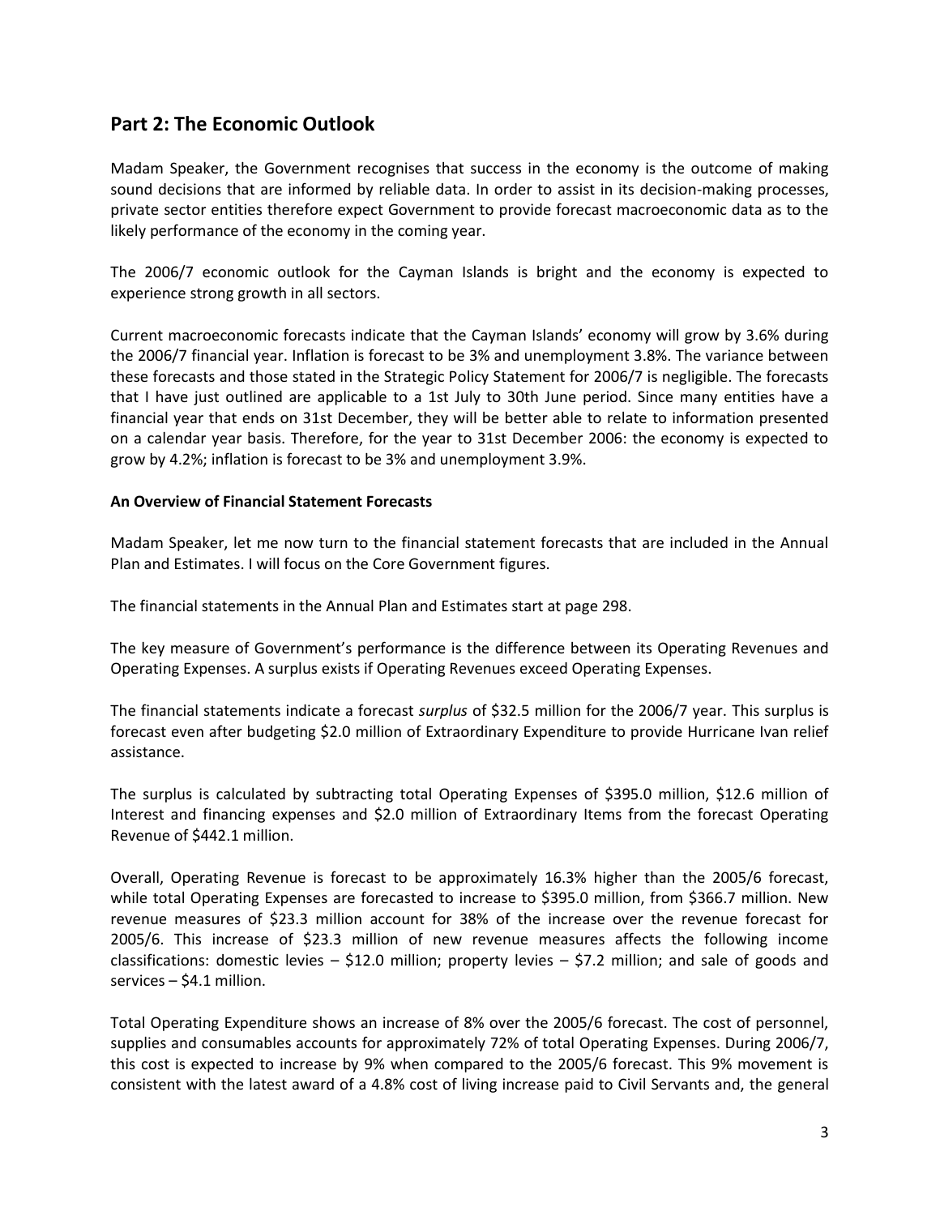## Part 2: The Economic Outlook

Madam Speaker, the Government recognises that success in the economy is the outcome of making sound decisions that are informed by reliable data. In order to assist in its decision-making processes, private sector entities therefore expect Government to provide forecast macroeconomic data as to the likely performance of the economy in the coming year.

The 2006/7 economic outlook for the Cayman Islands is bright and the economy is expected to experience strong growth in all sectors.

Current macroeconomic forecasts indicate that the Cayman Islands' economy will grow by 3.6% during the 2006/7 financial year. Inflation is forecast to be 3% and unemployment 3.8%. The variance between these forecasts and those stated in the Strategic Policy Statement for 2006/7 is negligible. The forecasts that I have just outlined are applicable to a 1st July to 30th June period. Since many entities have a financial year that ends on 31st December, they will be better able to relate to information presented on a calendar year basis. Therefore, for the year to 31st December 2006: the economy is expected to grow by 4.2%; inflation is forecast to be 3% and unemployment 3.9%.

**An Overview of Financial Statement Forecasts**

Madam Speaker, let me now turn to the financial statement forecasts that are included in the Annual Plan and Estimates. I will focus on the Core Government figures.

The financial statements in the Annual Plan and Estimates start at page 298.

The key measure of Government's performance is the difference between its Operating Revenues and Operating Expenses. A surplus exists if Operating Revenues exceed Operating Expenses.

The financial statements indicate a forecast *surplus* of $32.5 million for the 2006/7 year. This surplus is forecast even after budgeting $2.0 million of Extraordinary Expenditure to provide Hurricane Ivan relief assistance.

The surplus is calculated by subtracting total Operating Expenses of $395.0 million, $12.6 million of Interest and financing expenses and $2.0 million of Extraordinary Items from the forecast Operating Revenue of $442.1 million.

Overall, Operating Revenue is forecast to be approximately 16.3% higher than the 2005/6 forecast, while total Operating Expenses are forecasted to increase to $395.0 million, from $366.7 million. New revenue measures of $23.3 million account for 38% of the increase over the revenue forecast for 2005/6. This increase of $23.3 million of new revenue measures affects the following income classifications: domestic levies – $12.0 million; property levies – $7.2 million; and sale of goods and services – $4.1 million.

Total Operating Expenditure shows an increase of 8% over the 2005/6 forecast. The cost of personnel, supplies and consumables accounts for approximately 72% of total Operating Expenses. During 2006/7, this cost is expected to increase by 9% when compared to the 2005/6 forecast. This 9% movement is consistent with the latest award of a 4.8% cost of living increase paid to Civil Servants and, the general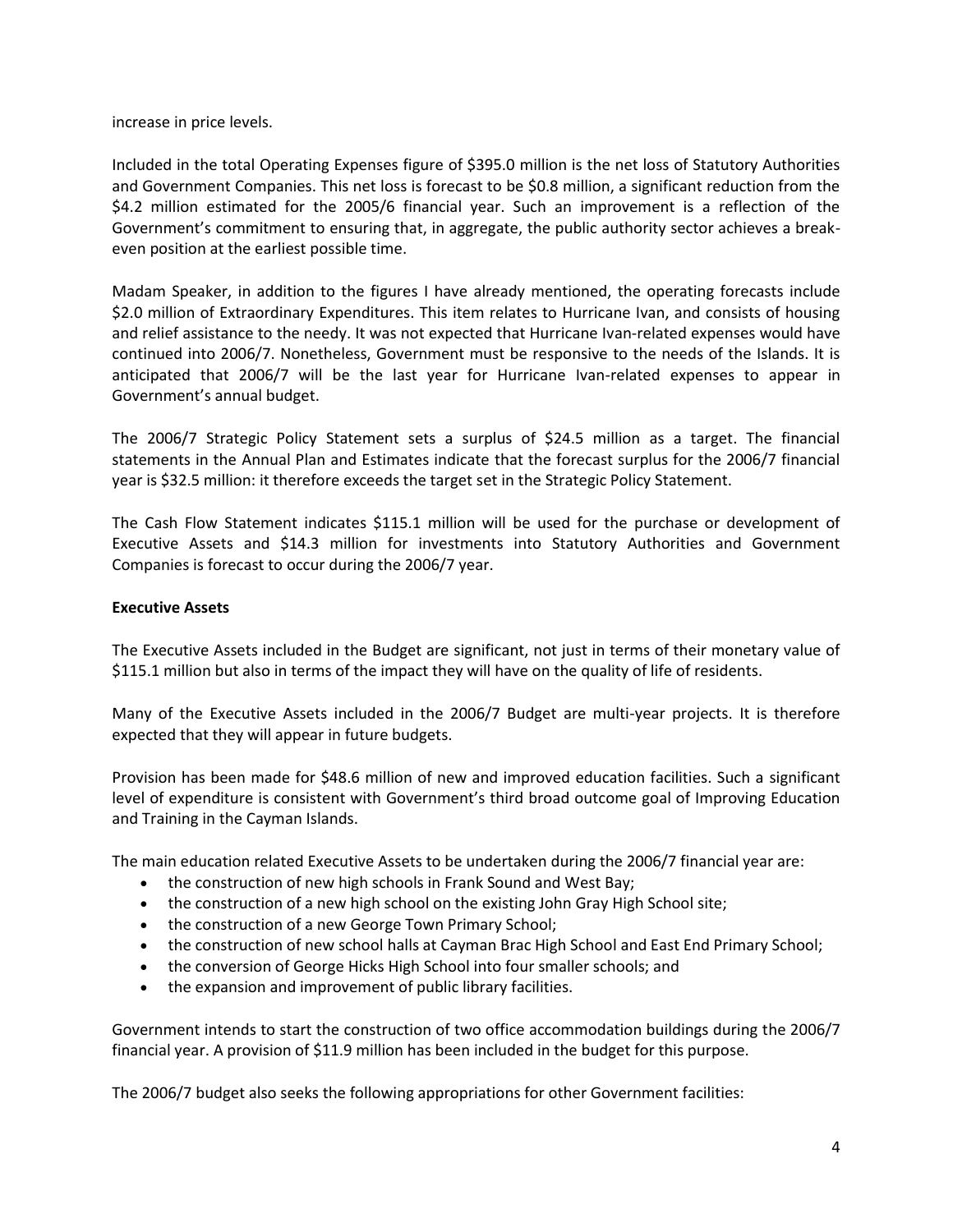increase in price levels.

Included in the total Operating Expenses figure of $395.0 million is the net loss of Statutory Authorities and Government Companies. This net loss is forecast to be $0.8 million, a significant reduction from the $4.2 million estimated for the 2005/6 financial year. Such an improvement is a reflection of the Government's commitment to ensuring that, in aggregate, the public authority sector achieves a break-even position at the earliest possible time.

Madam Speaker, in addition to the figures I have already mentioned, the operating forecasts include $2.0 million of Extraordinary Expenditures. This item relates to Hurricane Ivan, and consists of housing and relief assistance to the needy. It was not expected that Hurricane Ivan-related expenses would have continued into 2006/7. Nonetheless, Government must be responsive to the needs of the Islands. It is anticipated that 2006/7 will be the last year for Hurricane Ivan-related expenses to appear in Government's annual budget.

The 2006/7 Strategic Policy Statement sets a surplus of $24.5 million as a target. The financial statements in the Annual Plan and Estimates indicate that the forecast surplus for the 2006/7 financial year is $32.5 million: it therefore exceeds the target set in the Strategic Policy Statement.

The Cash Flow Statement indicates $115.1 million will be used for the purchase or development of Executive Assets and $14.3 million for investments into Statutory Authorities and Government Companies is forecast to occur during the 2006/7 year.

**Executive Assets**

The Executive Assets included in the Budget are significant, not just in terms of their monetary value of $115.1 million but also in terms of the impact they will have on the quality of life of residents.

Many of the Executive Assets included in the 2006/7 Budget are multi-year projects. It is therefore expected that they will appear in future budgets.

Provision has been made for $48.6 million of new and improved education facilities. Such a significant level of expenditure is consistent with Government's third broad outcome goal of Improving Education and Training in the Cayman Islands.

The main education related Executive Assets to be undertaken during the 2006/7 financial year are:

- the construction of new high schools in Frank Sound and West Bay;
- the construction of a new high school on the existing John Gray High School site;
- the construction of a new George Town Primary School;
- the construction of new school halls at Cayman Brac High School and East End Primary School;
- the conversion of George Hicks High School into four smaller schools; and
- the expansion and improvement of public library facilities.

Government intends to start the construction of two office accommodation buildings during the 2006/7 financial year. A provision of $11.9 million has been included in the budget for this purpose.

The 2006/7 budget also seeks the following appropriations for other Government facilities: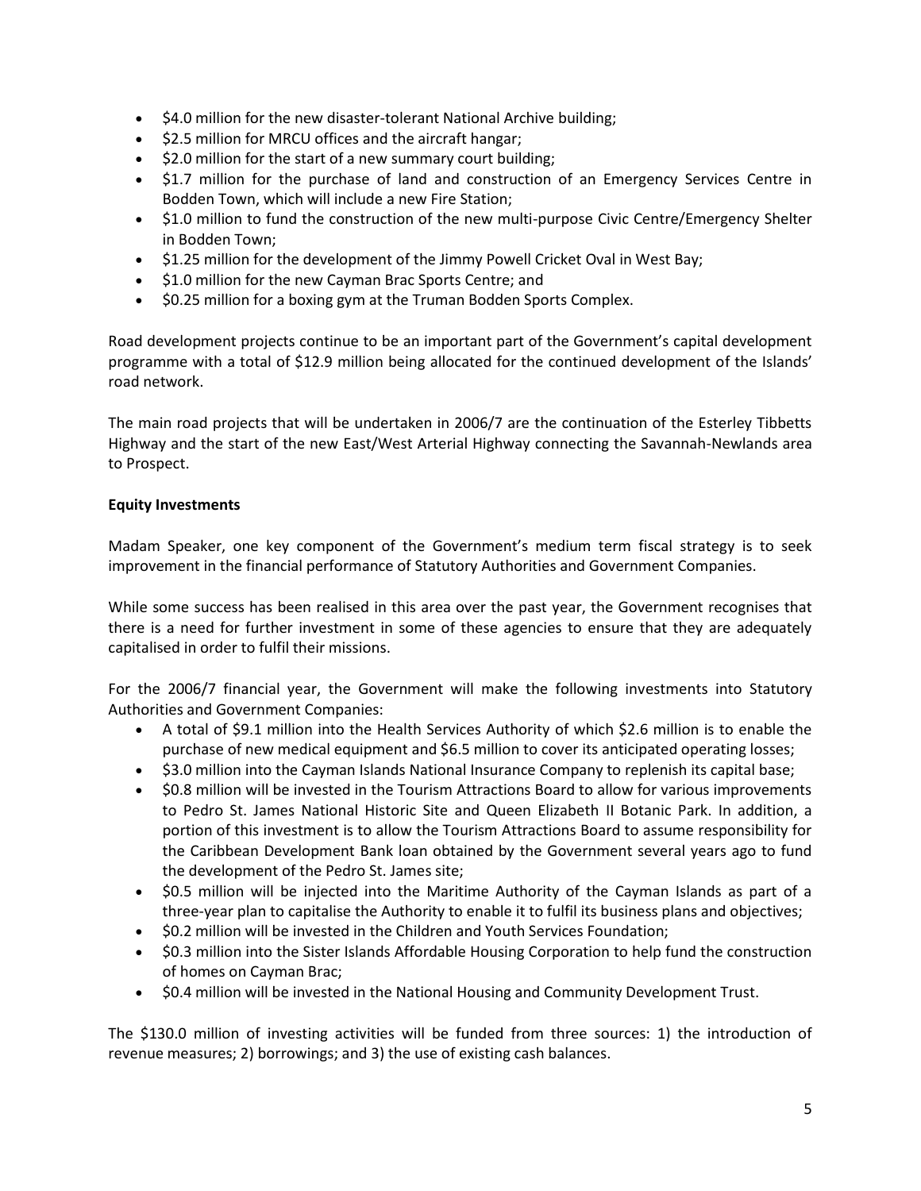- $4.0 million for the new disaster-tolerant National Archive building;
- $2.5 million for MRCU offices and the aircraft hangar;
- $2.0 million for the start of a new summary court building;
- $1.7 million for the purchase of land and construction of an Emergency Services Centre in Bodden Town, which will include a new Fire Station;
- $1.0 million to fund the construction of the new multi-purpose Civic Centre/Emergency Shelter in Bodden Town;
- $1.25 million for the development of the Jimmy Powell Cricket Oval in West Bay;
- $1.0 million for the new Cayman Brac Sports Centre; and
- $0.25 million for a boxing gym at the Truman Bodden Sports Complex.

Road development projects continue to be an important part of the Government's capital development programme with a total of $12.9 million being allocated for the continued development of the Islands' road network.

The main road projects that will be undertaken in 2006/7 are the continuation of the Esterley Tibbetts Highway and the start of the new East/West Arterial Highway connecting the Savannah-Newlands area to Prospect.

**Equity Investments**

Madam Speaker, one key component of the Government's medium term fiscal strategy is to seek improvement in the financial performance of Statutory Authorities and Government Companies.

While some success has been realised in this area over the past year, the Government recognises that there is a need for further investment in some of these agencies to ensure that they are adequately capitalised in order to fulfil their missions.

For the 2006/7 financial year, the Government will make the following investments into Statutory Authorities and Government Companies:

- A total of $9.1 million into the Health Services Authority of which $2.6 million is to enable the purchase of new medical equipment and $6.5 million to cover its anticipated operating losses;
- $3.0 million into the Cayman Islands National Insurance Company to replenish its capital base;
- $0.8 million will be invested in the Tourism Attractions Board to allow for various improvements to Pedro St. James National Historic Site and Queen Elizabeth II Botanic Park. In addition, a portion of this investment is to allow the Tourism Attractions Board to assume responsibility for the Caribbean Development Bank loan obtained by the Government several years ago to fund the development of the Pedro St. James site;
- $0.5 million will be injected into the Maritime Authority of the Cayman Islands as part of a three-year plan to capitalise the Authority to enable it to fulfil its business plans and objectives;
- $0.2 million will be invested in the Children and Youth Services Foundation;
- $0.3 million into the Sister Islands Affordable Housing Corporation to help fund the construction of homes on Cayman Brac;
- $0.4 million will be invested in the National Housing and Community Development Trust.

The $130.0 million of investing activities will be funded from three sources: 1) the introduction of revenue measures; 2) borrowings; and 3) the use of existing cash balances.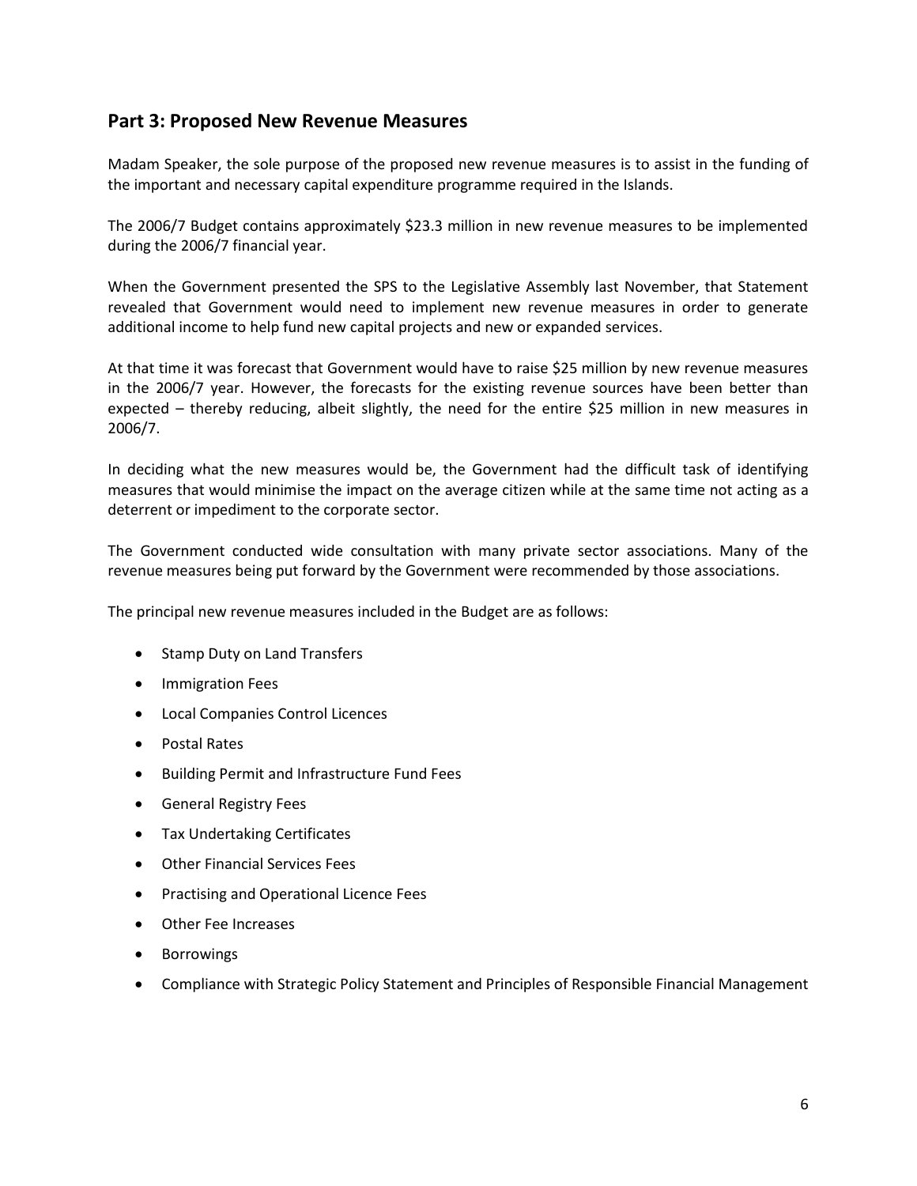## Part 3: Proposed New Revenue Measures

Madam Speaker, the sole purpose of the proposed new revenue measures is to assist in the funding of the important and necessary capital expenditure programme required in the Islands.

The 2006/7 Budget contains approximately $23.3 million in new revenue measures to be implemented during the 2006/7 financial year.

When the Government presented the SPS to the Legislative Assembly last November, that Statement revealed that Government would need to implement new revenue measures in order to generate additional income to help fund new capital projects and new or expanded services.

At that time it was forecast that Government would have to raise $25 million by new revenue measures in the 2006/7 year. However, the forecasts for the existing revenue sources have been better than expected – thereby reducing, albeit slightly, the need for the entire $25 million in new measures in 2006/7.

In deciding what the new measures would be, the Government had the difficult task of identifying measures that would minimise the impact on the average citizen while at the same time not acting as a deterrent or impediment to the corporate sector.

The Government conducted wide consultation with many private sector associations. Many of the revenue measures being put forward by the Government were recommended by those associations.

The principal new revenue measures included in the Budget are as follows:

- Stamp Duty on Land Transfers
- Immigration Fees
- Local Companies Control Licences
- Postal Rates
- Building Permit and Infrastructure Fund Fees
- General Registry Fees
- Tax Undertaking Certificates
- Other Financial Services Fees
- Practising and Operational Licence Fees
- Other Fee Increases
- Borrowings
- Compliance with Strategic Policy Statement and Principles of Responsible Financial Management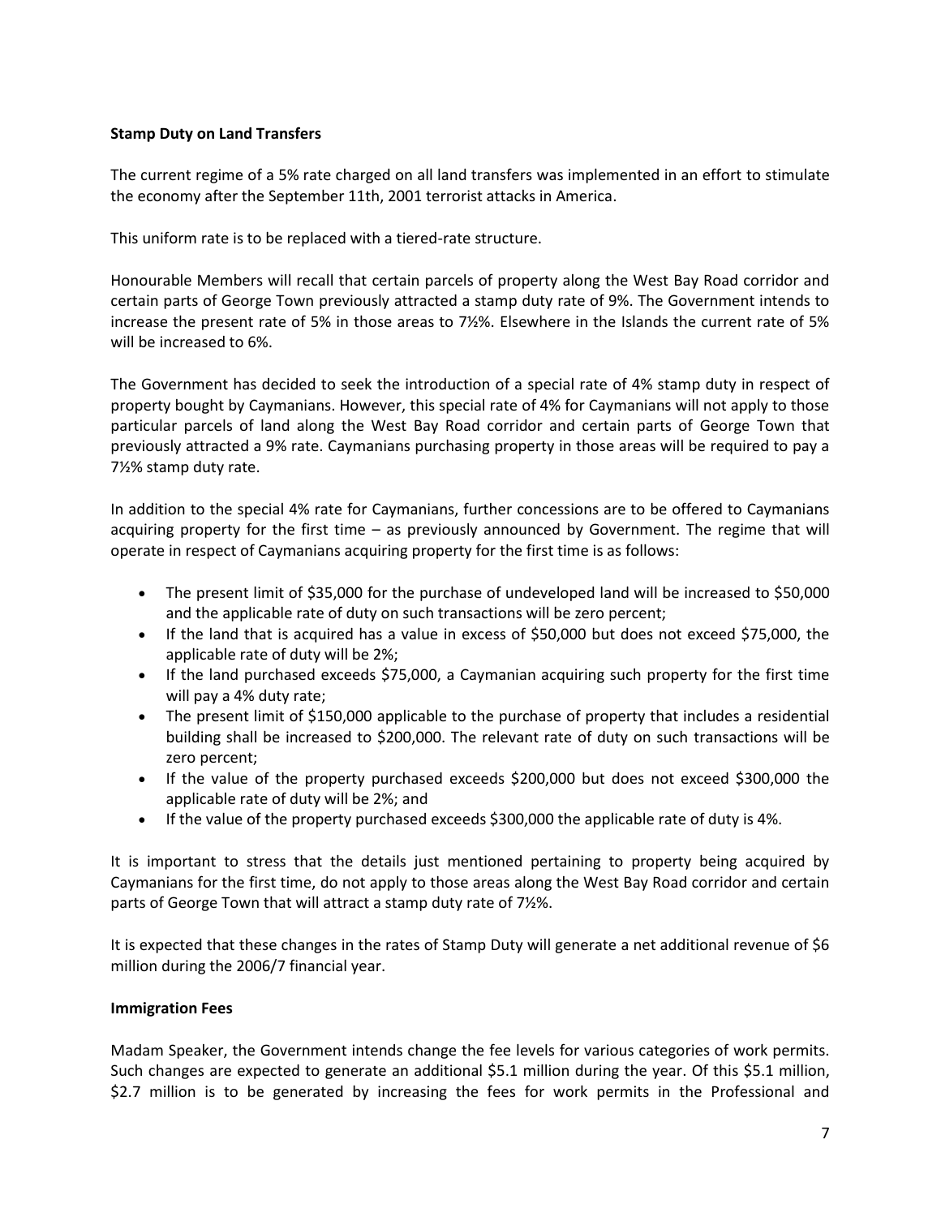**Stamp Duty on Land Transfers**

The current regime of a 5% rate charged on all land transfers was implemented in an effort to stimulate the economy after the September 11th, 2001 terrorist attacks in America.

This uniform rate is to be replaced with a tiered-rate structure.

Honourable Members will recall that certain parcels of property along the West Bay Road corridor and certain parts of George Town previously attracted a stamp duty rate of 9%. The Government intends to increase the present rate of 5% in those areas to 7½%. Elsewhere in the Islands the current rate of 5% will be increased to 6%.

The Government has decided to seek the introduction of a special rate of 4% stamp duty in respect of property bought by Caymanians. However, this special rate of 4% for Caymanians will not apply to those particular parcels of land along the West Bay Road corridor and certain parts of George Town that previously attracted a 9% rate. Caymanians purchasing property in those areas will be required to pay a 7½% stamp duty rate.

In addition to the special 4% rate for Caymanians, further concessions are to be offered to Caymanians acquiring property for the first time – as previously announced by Government. The regime that will operate in respect of Caymanians acquiring property for the first time is as follows:

- The present limit of $35,000 for the purchase of undeveloped land will be increased to $50,000 and the applicable rate of duty on such transactions will be zero percent;
- If the land that is acquired has a value in excess of $50,000 but does not exceed $75,000, the applicable rate of duty will be 2%;
- If the land purchased exceeds $75,000, a Caymanian acquiring such property for the first time will pay a 4% duty rate;
- The present limit of $150,000 applicable to the purchase of property that includes a residential building shall be increased to $200,000. The relevant rate of duty on such transactions will be zero percent;
- If the value of the property purchased exceeds $200,000 but does not exceed $300,000 the applicable rate of duty will be 2%; and
- If the value of the property purchased exceeds $300,000 the applicable rate of duty is 4%.

It is important to stress that the details just mentioned pertaining to property being acquired by Caymanians for the first time, do not apply to those areas along the West Bay Road corridor and certain parts of George Town that will attract a stamp duty rate of 7½%.

It is expected that these changes in the rates of Stamp Duty will generate a net additional revenue of $6 million during the 2006/7 financial year.

**Immigration Fees**

Madam Speaker, the Government intends change the fee levels for various categories of work permits. Such changes are expected to generate an additional $5.1 million during the year. Of this $5.1 million, $2.7 million is to be generated by increasing the fees for work permits in the Professional and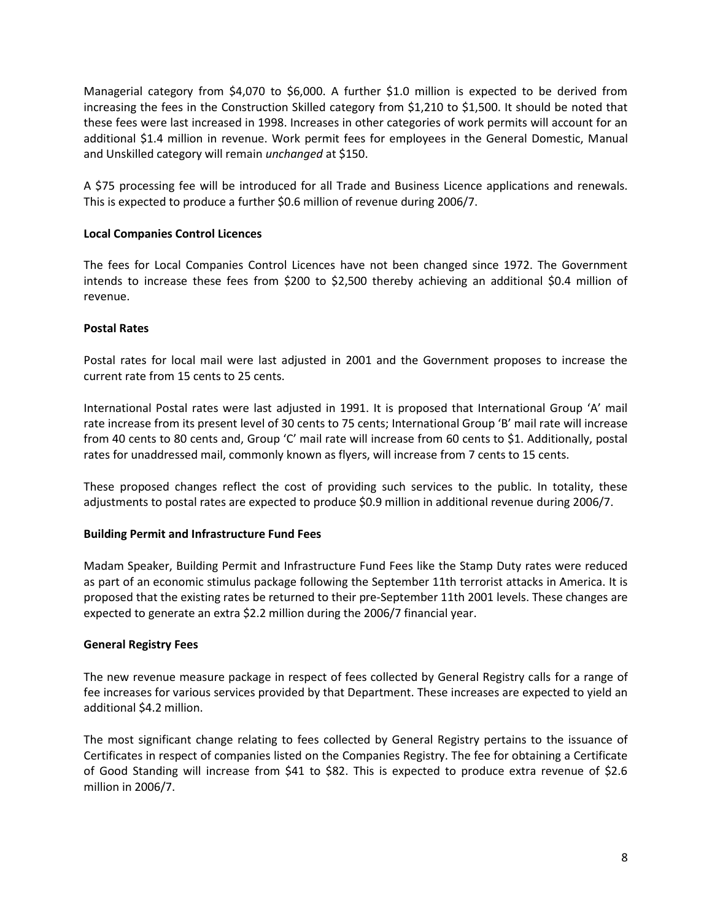Managerial category from $4,070 to $6,000. A further $1.0 million is expected to be derived from increasing the fees in the Construction Skilled category from $1,210 to $1,500. It should be noted that these fees were last increased in 1998. Increases in other categories of work permits will account for an additional $1.4 million in revenue. Work permit fees for employees in the General Domestic, Manual and Unskilled category will remain *unchanged* at $150.

A $75 processing fee will be introduced for all Trade and Business Licence applications and renewals. This is expected to produce a further $0.6 million of revenue during 2006/7.

**Local Companies Control Licences**

The fees for Local Companies Control Licences have not been changed since 1972. The Government intends to increase these fees from $200 to $2,500 thereby achieving an additional $0.4 million of revenue.

**Postal Rates**

Postal rates for local mail were last adjusted in 2001 and the Government proposes to increase the current rate from 15 cents to 25 cents.

International Postal rates were last adjusted in 1991. It is proposed that International Group 'A' mail rate increase from its present level of 30 cents to 75 cents; International Group 'B' mail rate will increase from 40 cents to 80 cents and, Group 'C' mail rate will increase from 60 cents to $1. Additionally, postal rates for unaddressed mail, commonly known as flyers, will increase from 7 cents to 15 cents.

These proposed changes reflect the cost of providing such services to the public. In totality, these adjustments to postal rates are expected to produce $0.9 million in additional revenue during 2006/7.

**Building Permit and Infrastructure Fund Fees**

Madam Speaker, Building Permit and Infrastructure Fund Fees like the Stamp Duty rates were reduced as part of an economic stimulus package following the September 11th terrorist attacks in America. It is proposed that the existing rates be returned to their pre-September 11th 2001 levels. These changes are expected to generate an extra $2.2 million during the 2006/7 financial year.

**General Registry Fees**

The new revenue measure package in respect of fees collected by General Registry calls for a range of fee increases for various services provided by that Department. These increases are expected to yield an additional $4.2 million.

The most significant change relating to fees collected by General Registry pertains to the issuance of Certificates in respect of companies listed on the Companies Registry. The fee for obtaining a Certificate of Good Standing will increase from $41 to $82. This is expected to produce extra revenue of $2.6 million in 2006/7.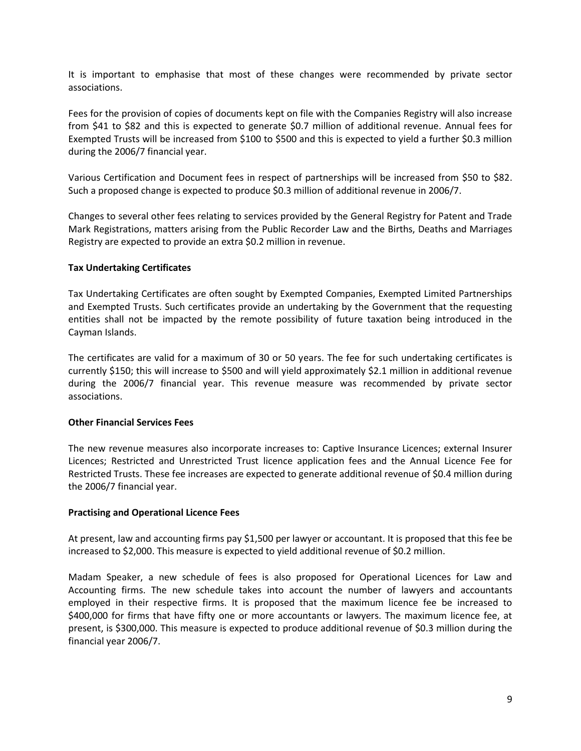It is important to emphasise that most of these changes were recommended by private sector associations.

Fees for the provision of copies of documents kept on file with the Companies Registry will also increase from $41 to $82 and this is expected to generate $0.7 million of additional revenue. Annual fees for Exempted Trusts will be increased from $100 to $500 and this is expected to yield a further $0.3 million during the 2006/7 financial year.

Various Certification and Document fees in respect of partnerships will be increased from $50 to $82. Such a proposed change is expected to produce $0.3 million of additional revenue in 2006/7.

Changes to several other fees relating to services provided by the General Registry for Patent and Trade Mark Registrations, matters arising from the Public Recorder Law and the Births, Deaths and Marriages Registry are expected to provide an extra $0.2 million in revenue.

**Tax Undertaking Certificates**

Tax Undertaking Certificates are often sought by Exempted Companies, Exempted Limited Partnerships and Exempted Trusts. Such certificates provide an undertaking by the Government that the requesting entities shall not be impacted by the remote possibility of future taxation being introduced in the Cayman Islands.

The certificates are valid for a maximum of 30 or 50 years. The fee for such undertaking certificates is currently $150; this will increase to $500 and will yield approximately $2.1 million in additional revenue during the 2006/7 financial year. This revenue measure was recommended by private sector associations.

**Other Financial Services Fees**

The new revenue measures also incorporate increases to: Captive Insurance Licences; external Insurer Licences; Restricted and Unrestricted Trust licence application fees and the Annual Licence Fee for Restricted Trusts. These fee increases are expected to generate additional revenue of $0.4 million during the 2006/7 financial year.

**Practising and Operational Licence Fees**

At present, law and accounting firms pay $1,500 per lawyer or accountant. It is proposed that this fee be increased to $2,000. This measure is expected to yield additional revenue of $0.2 million.

Madam Speaker, a new schedule of fees is also proposed for Operational Licences for Law and Accounting firms. The new schedule takes into account the number of lawyers and accountants employed in their respective firms. It is proposed that the maximum licence fee be increased to $400,000 for firms that have fifty one or more accountants or lawyers. The maximum licence fee, at present, is $300,000. This measure is expected to produce additional revenue of $0.3 million during the financial year 2006/7.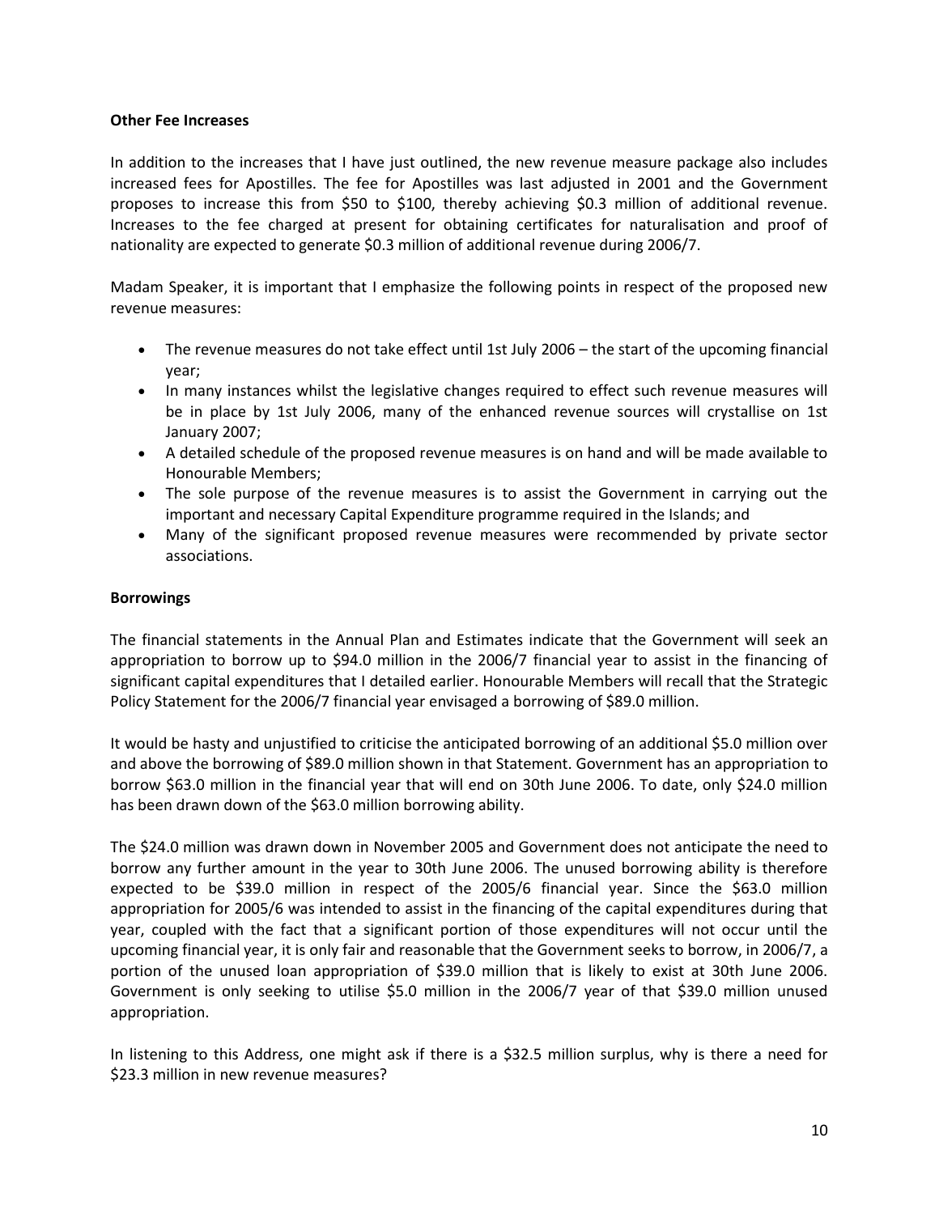**Other Fee Increases**

In addition to the increases that I have just outlined, the new revenue measure package also includes increased fees for Apostilles. The fee for Apostilles was last adjusted in 2001 and the Government proposes to increase this from $50 to $100, thereby achieving $0.3 million of additional revenue. Increases to the fee charged at present for obtaining certificates for naturalisation and proof of nationality are expected to generate $0.3 million of additional revenue during 2006/7.

Madam Speaker, it is important that I emphasize the following points in respect of the proposed new revenue measures:

- The revenue measures do not take effect until 1st July 2006 – the start of the upcoming financial year;
- In many instances whilst the legislative changes required to effect such revenue measures will be in place by 1st July 2006, many of the enhanced revenue sources will crystallise on 1st January 2007;
- A detailed schedule of the proposed revenue measures is on hand and will be made available to Honourable Members;
- The sole purpose of the revenue measures is to assist the Government in carrying out the important and necessary Capital Expenditure programme required in the Islands; and
- Many of the significant proposed revenue measures were recommended by private sector associations.

**Borrowings**

The financial statements in the Annual Plan and Estimates indicate that the Government will seek an appropriation to borrow up to $94.0 million in the 2006/7 financial year to assist in the financing of significant capital expenditures that I detailed earlier. Honourable Members will recall that the Strategic Policy Statement for the 2006/7 financial year envisaged a borrowing of $89.0 million.

It would be hasty and unjustified to criticise the anticipated borrowing of an additional $5.0 million over and above the borrowing of $89.0 million shown in that Statement. Government has an appropriation to borrow $63.0 million in the financial year that will end on 30th June 2006. To date, only $24.0 million has been drawn down of the $63.0 million borrowing ability.

The $24.0 million was drawn down in November 2005 and Government does not anticipate the need to borrow any further amount in the year to 30th June 2006. The unused borrowing ability is therefore expected to be $39.0 million in respect of the 2005/6 financial year. Since the $63.0 million appropriation for 2005/6 was intended to assist in the financing of the capital expenditures during that year, coupled with the fact that a significant portion of those expenditures will not occur until the upcoming financial year, it is only fair and reasonable that the Government seeks to borrow, in 2006/7, a portion of the unused loan appropriation of $39.0 million that is likely to exist at 30th June 2006. Government is only seeking to utilise $5.0 million in the 2006/7 year of that $39.0 million unused appropriation.

In listening to this Address, one might ask if there is a $32.5 million surplus, why is there a need for $23.3 million in new revenue measures?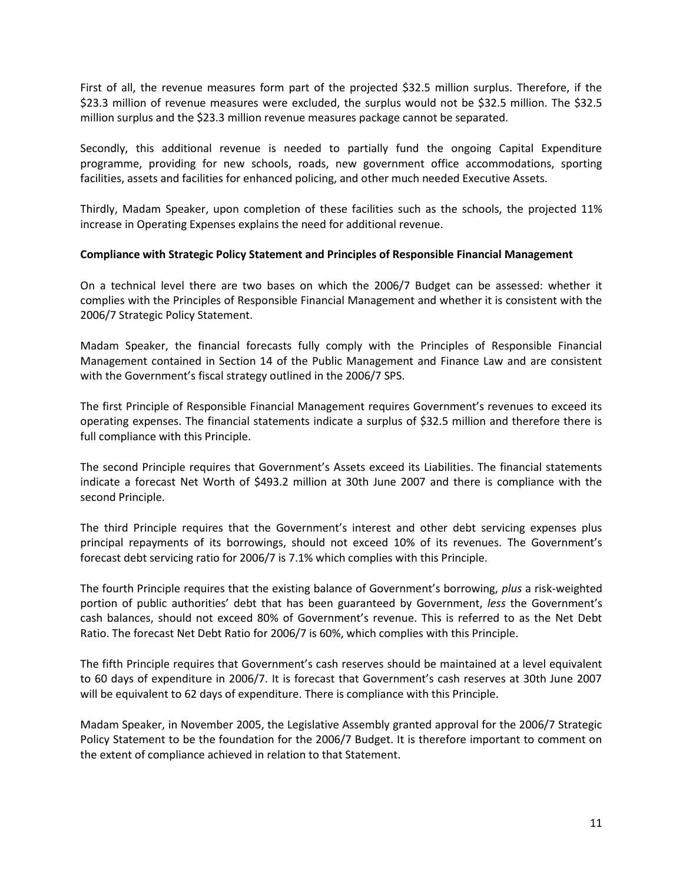First of all, the revenue measures form part of the projected $32.5 million surplus. Therefore, if the $23.3 million of revenue measures were excluded, the surplus would not be $32.5 million. The $32.5 million surplus and the $23.3 million revenue measures package cannot be separated.

Secondly, this additional revenue is needed to partially fund the ongoing Capital Expenditure programme, providing for new schools, roads, new government office accommodations, sporting facilities, assets and facilities for enhanced policing, and other much needed Executive Assets.

Thirdly, Madam Speaker, upon completion of these facilities such as the schools, the projected 11% increase in Operating Expenses explains the need for additional revenue.

**Compliance with Strategic Policy Statement and Principles of Responsible Financial Management**

On a technical level there are two bases on which the 2006/7 Budget can be assessed: whether it complies with the Principles of Responsible Financial Management and whether it is consistent with the 2006/7 Strategic Policy Statement.

Madam Speaker, the financial forecasts fully comply with the Principles of Responsible Financial Management contained in Section 14 of the Public Management and Finance Law and are consistent with the Government's fiscal strategy outlined in the 2006/7 SPS.

The first Principle of Responsible Financial Management requires Government's revenues to exceed its operating expenses. The financial statements indicate a surplus of $32.5 million and therefore there is full compliance with this Principle.

The second Principle requires that Government's Assets exceed its Liabilities. The financial statements indicate a forecast Net Worth of $493.2 million at 30th June 2007 and there is compliance with the second Principle.

The third Principle requires that the Government's interest and other debt servicing expenses plus principal repayments of its borrowings, should not exceed 10% of its revenues. The Government's forecast debt servicing ratio for 2006/7 is 7.1% which complies with this Principle.

The fourth Principle requires that the existing balance of Government's borrowing, *plus* a risk-weighted portion of public authorities' debt that has been guaranteed by Government, *less* the Government's cash balances, should not exceed 80% of Government's revenue. This is referred to as the Net Debt Ratio. The forecast Net Debt Ratio for 2006/7 is 60%, which complies with this Principle.

The fifth Principle requires that Government's cash reserves should be maintained at a level equivalent to 60 days of expenditure in 2006/7. It is forecast that Government's cash reserves at 30th June 2007 will be equivalent to 62 days of expenditure. There is compliance with this Principle.

Madam Speaker, in November 2005, the Legislative Assembly granted approval for the 2006/7 Strategic Policy Statement to be the foundation for the 2006/7 Budget. It is therefore important to comment on the extent of compliance achieved in relation to that Statement.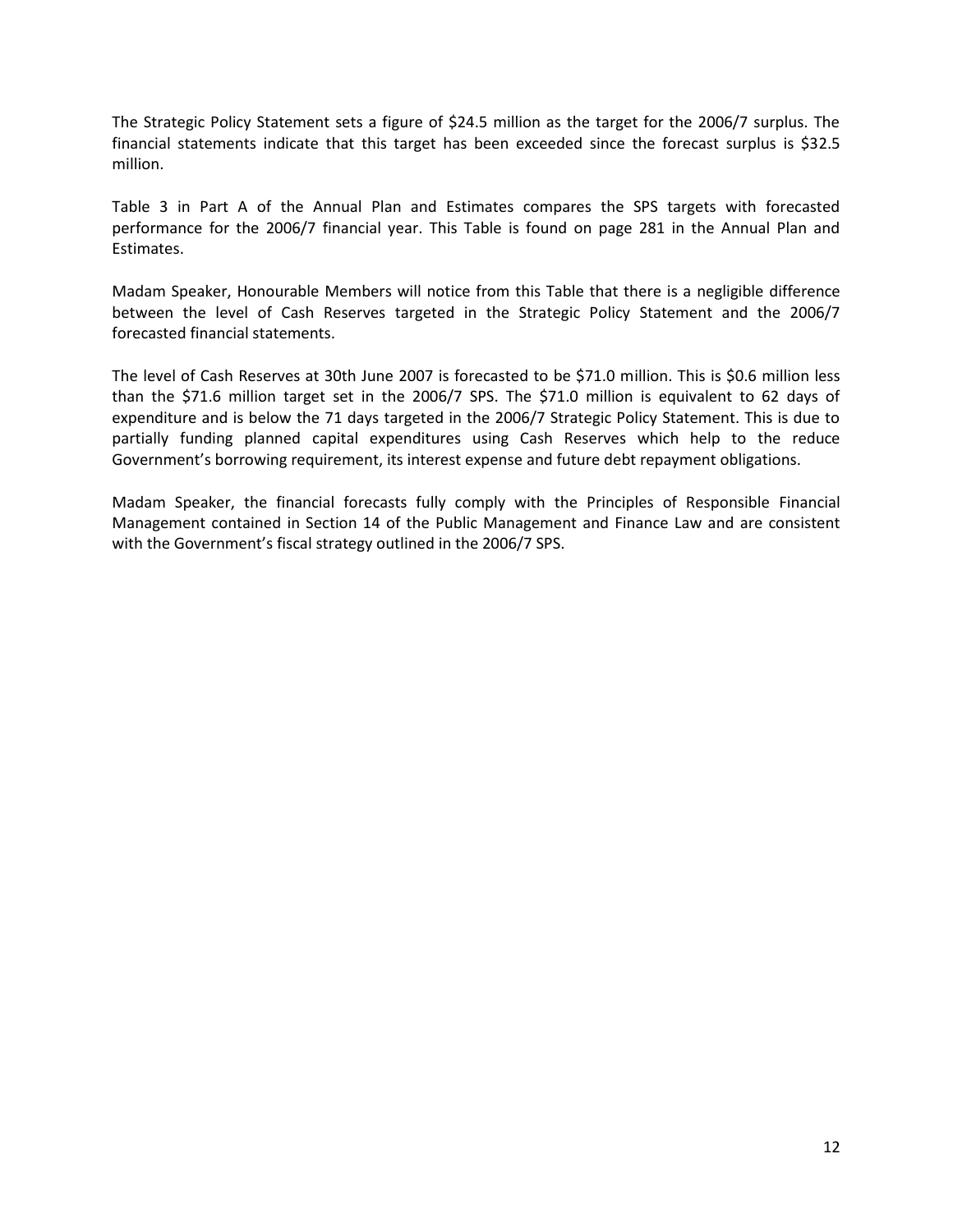The Strategic Policy Statement sets a figure of $24.5 million as the target for the 2006/7 surplus. The financial statements indicate that this target has been exceeded since the forecast surplus is $32.5 million.

Table 3 in Part A of the Annual Plan and Estimates compares the SPS targets with forecasted performance for the 2006/7 financial year. This Table is found on page 281 in the Annual Plan and Estimates.

Madam Speaker, Honourable Members will notice from this Table that there is a negligible difference between the level of Cash Reserves targeted in the Strategic Policy Statement and the 2006/7 forecasted financial statements.

The level of Cash Reserves at 30th June 2007 is forecasted to be $71.0 million. This is $0.6 million less than the $71.6 million target set in the 2006/7 SPS. The $71.0 million is equivalent to 62 days of expenditure and is below the 71 days targeted in the 2006/7 Strategic Policy Statement. This is due to partially funding planned capital expenditures using Cash Reserves which help to the reduce Government's borrowing requirement, its interest expense and future debt repayment obligations.

Madam Speaker, the financial forecasts fully comply with the Principles of Responsible Financial Management contained in Section 14 of the Public Management and Finance Law and are consistent with the Government's fiscal strategy outlined in the 2006/7 SPS.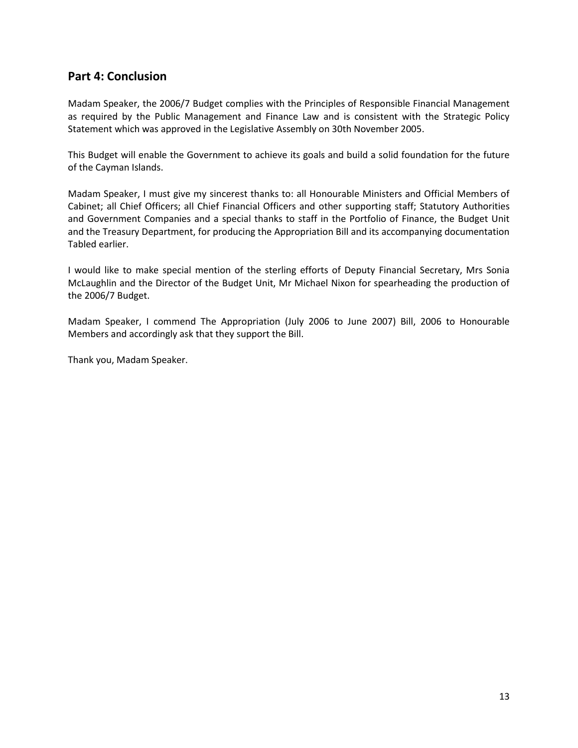## Part 4: Conclusion

Madam Speaker, the 2006/7 Budget complies with the Principles of Responsible Financial Management as required by the Public Management and Finance Law and is consistent with the Strategic Policy Statement which was approved in the Legislative Assembly on 30th November 2005.

This Budget will enable the Government to achieve its goals and build a solid foundation for the future of the Cayman Islands.

Madam Speaker, I must give my sincerest thanks to: all Honourable Ministers and Official Members of Cabinet; all Chief Officers; all Chief Financial Officers and other supporting staff; Statutory Authorities and Government Companies and a special thanks to staff in the Portfolio of Finance, the Budget Unit and the Treasury Department, for producing the Appropriation Bill and its accompanying documentation Tabled earlier.

I would like to make special mention of the sterling efforts of Deputy Financial Secretary, Mrs Sonia McLaughlin and the Director of the Budget Unit, Mr Michael Nixon for spearheading the production of the 2006/7 Budget.

Madam Speaker, I commend The Appropriation (July 2006 to June 2007) Bill, 2006 to Honourable Members and accordingly ask that they support the Bill.

Thank you, Madam Speaker.